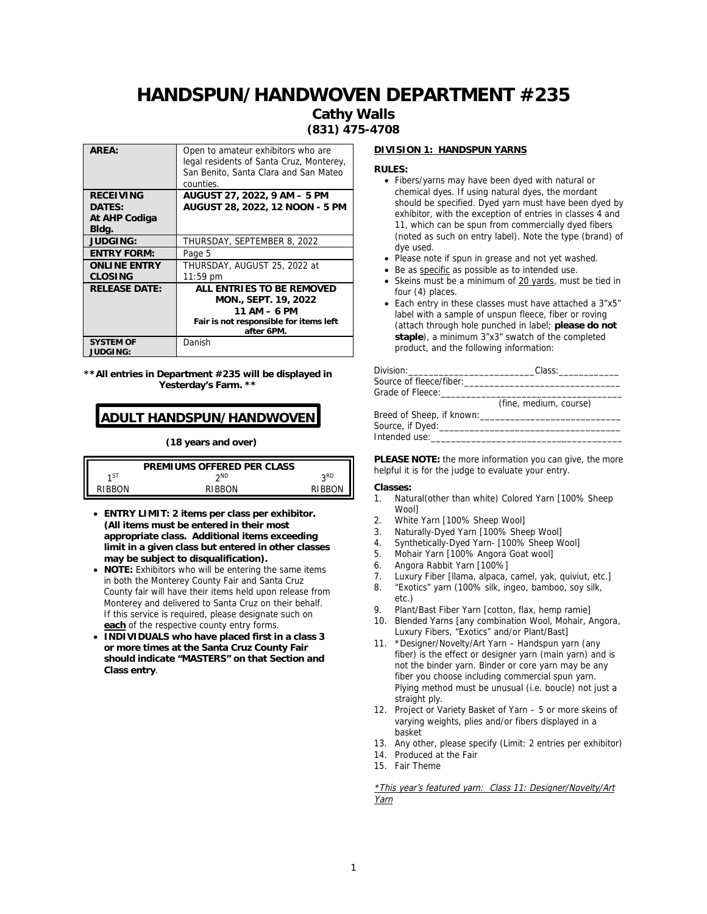# HANDSPUN/HANDWOVEN DEPARTMENT #235

**Cathy Walls**
**(831) 475-4708**

| | |
|---|---|
| **AREA:** | Open to amateur exhibitors who are legal residents of Santa Cruz, Monterey, San Benito, Santa Clara and San Mateo counties. |
| **RECEIVING DATES: At AHP Codiga Bldg.** | **AUGUST 27, 2022, 9 AM – 5 PM** **AUGUST 28, 2022, 12 NOON - 5 PM** |
| **JUDGING:** | THURSDAY, SEPTEMBER 8, 2022 |
| **ENTRY FORM:** | Page 5 |
| **ONLINE ENTRY CLOSING** | THURSDAY, AUGUST 25, 2022 at 11:59 pm |
| **RELEASE DATE:** | **ALL ENTRIES TO BE REMOVED MON., SEPT. 19, 2022 11 AM – 6 PM** **Fair is not responsible for items left after 6PM.** |
| **SYSTEM OF JUDGING:** | Danish |

**\*\*All entries in Department #235 will be displayed in Yesterday's Farm. \*\***

## ADULT HANDSPUN/HANDWOVEN

**(18 years and over)**

| PREMIUMS OFFERED PER CLASS | | |
|---|---|---|
| 1ST | 2ND | 3RD |
| RIBBON | RIBBON | RIBBON |

- **ENTRY LIMIT: 2 items per class per exhibitor. (All items must be entered in their most appropriate class. Additional items exceeding limit in a given class but entered in other classes may be subject to disqualification).**
- **NOTE:** Exhibitors who will be entering the same items in both the Monterey County Fair and Santa Cruz County fair will have their items held upon release from Monterey and delivered to Santa Cruz on their behalf. If this service is required, please designate such on **each** of the respective county entry forms.
- **INDIVIDUALS who have placed first in a class 3 or more times at the Santa Cruz County Fair should indicate "MASTERS" on that Section and Class entry**.

### DIVISION 1: HANDSPUN YARNS

**RULES:**

- Fibers/yarns may have been dyed with natural or chemical dyes. If using natural dyes, the mordant should be specified. Dyed yarn must have been dyed by exhibitor, with the exception of entries in classes 4 and 11, which can be spun from commercially dyed fibers (noted as such on entry label). Note the type (brand) of dye used.
- Please note if spun in grease and not yet washed.
- Be as specific as possible as to intended use.
- Skeins must be a minimum of 20 yards, must be tied in four (4) places.
- Each entry in these classes must have attached a 3"x5" label with a sample of unspun fleece, fiber or roving (attach through hole punched in label; **please do not staple**), a minimum 3"x3" swatch of the completed product, and the following information:

Division:__________________________Class:____________
Source of fleece/fiber:_________________________________
Grade of Fleece:_____________________________________
(fine, medium, course)
Breed of Sheep, if known:_____________________________
Source, if Dyed:_____________________________________
Intended use:_______________________________________

**PLEASE NOTE:** the more information you can give, the more helpful it is for the judge to evaluate your entry.

**Classes:**

1. Natural(other than white) Colored Yarn [100% Sheep Wool]
2. White Yarn [100% Sheep Wool]
3. Naturally-Dyed Yarn [100% Sheep Wool]
4. Synthetically-Dyed Yarn- [100% Sheep Wool]
5. Mohair Yarn [100% Angora Goat wool]
6. Angora Rabbit Yarn [100%]
7. Luxury Fiber [llama, alpaca, camel, yak, quiviut, etc.]
8. "Exotics" yarn (100% silk, ingeo, bamboo, soy silk, etc.)
9. Plant/Bast Fiber Yarn [cotton, flax, hemp ramie]
10. Blended Yarns [any combination Wool, Mohair, Angora, Luxury Fibers, "Exotics" and/or Plant/Bast]
11. *Designer/Novelty/Art Yarn – Handspun yarn (any fiber) is the effect or designer yarn (main yarn) and is not the binder yarn. Binder or core yarn may be any fiber you choose including commercial spun yarn. Plying method must be unusual (i.e. boucle) not just a straight ply.
12. Project or Variety Basket of Yarn – 5 or more skeins of varying weights, plies and/or fibers displayed in a basket
13. Any other, please specify (Limit: 2 entries per exhibitor)
14. Produced at the Fair
15. Fair Theme

*\*This year's featured yarn: Class 11: Designer/Novelty/Art Yarn*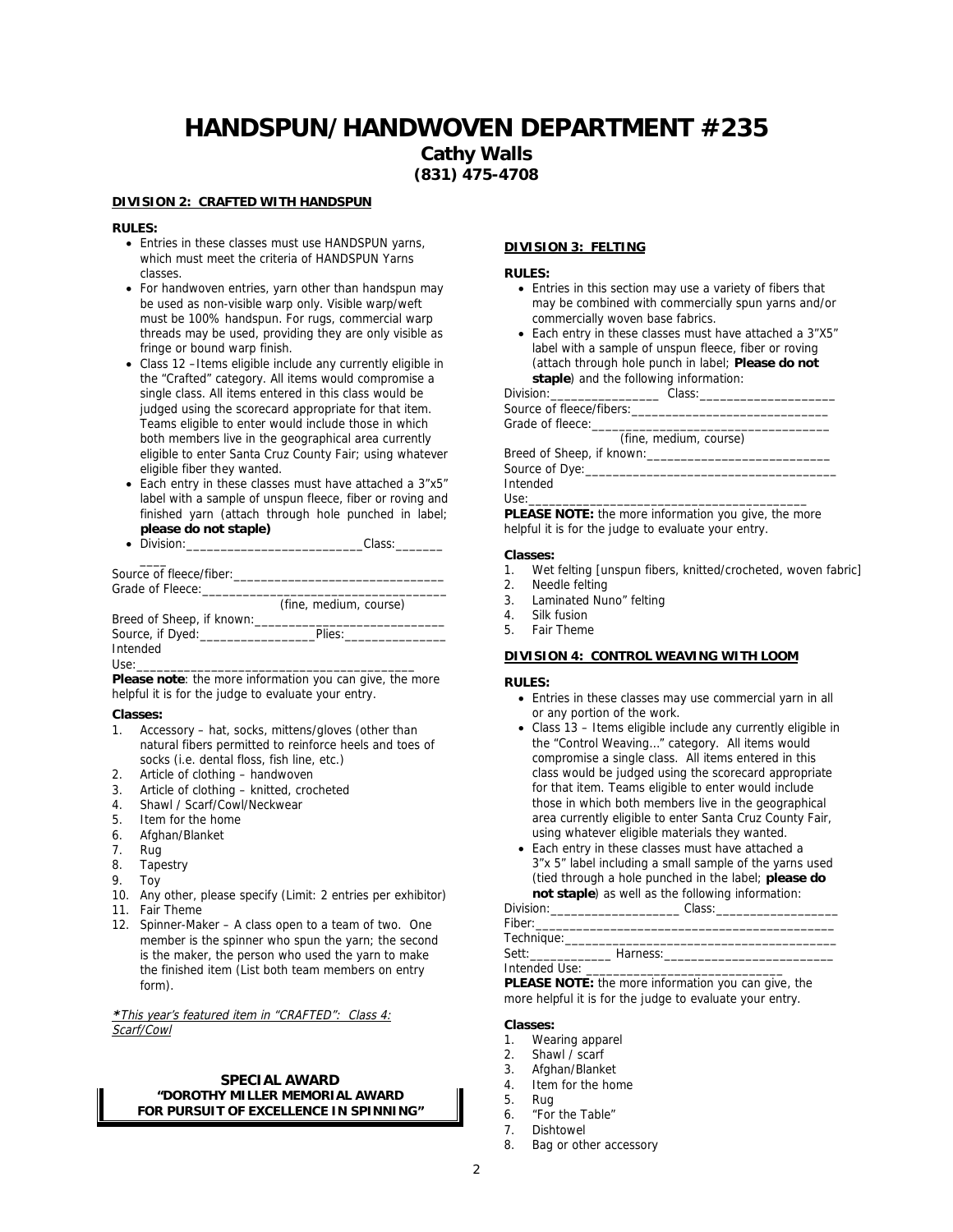# HANDSPUN/HANDWOVEN DEPARTMENT #235

**Cathy Walls**
**(831) 475-4708**

## DIVISION 2: CRAFTED WITH HANDSPUN

**RULES:**

- Entries in these classes must use HANDSPUN yarns, which must meet the criteria of HANDSPUN Yarns classes.
- For handwoven entries, yarn other than handspun may be used as non-visible warp only. Visible warp/weft must be 100% handspun. For rugs, commercial warp threads may be used, providing they are only visible as fringe or bound warp finish.
- Class 12 –Items eligible include any currently eligible in the "Crafted" category. All items would compromise a single class. All items entered in this class would be judged using the scorecard appropriate for that item. Teams eligible to enter would include those in which both members live in the geographical area currently eligible to enter Santa Cruz County Fair; using whatever eligible fiber they wanted.
- Each entry in these classes must have attached a 3"x5" label with a sample of unspun fleece, fiber or roving and finished yarn (attach through hole punched in label; **please do not staple)**
- Division:__________________________Class:___________

Source of fleece/fiber:_________________________________
Grade of Fleece:_____________________________________
(fine, medium, course)
Breed of Sheep, if known:______________________________
Source, if Dyed:_________________Plies:_______________
Intended Use:_________________________________________

**Please note**: the more information you can give, the more helpful it is for the judge to evaluate your entry.

**Classes:**

1. Accessory – hat, socks, mittens/gloves (other than natural fibers permitted to reinforce heels and toes of socks (i.e. dental floss, fish line, etc.)
2. Article of clothing – handwoven
3. Article of clothing – knitted, crocheted
4. Shawl / Scarf/Cowl/Neckwear
5. Item for the home
6. Afghan/Blanket
7. Rug
8. Tapestry
9. Toy
10. Any other, please specify (Limit: 2 entries per exhibitor)
11. Fair Theme
12. Spinner-Maker – A class open to a team of two. One member is the spinner who spun the yarn; the second is the maker, the person who used the yarn to make the finished item (List both team members on entry form).

*\*This year's featured item in "CRAFTED": Class 4: Scarf/Cowl*

**SPECIAL AWARD**
**"DOROTHY MILLER MEMORIAL AWARD FOR PURSUIT OF EXCELLENCE IN SPINNING"**

## DIVISION 3: FELTING

**RULES:**

- Entries in this section may use a variety of fibers that may be combined with commercially spun yarns and/or commercially woven base fabrics.
- Each entry in these classes must have attached a 3"X5" label with a sample of unspun fleece, fiber or roving (attach through hole punch in label; **Please do not staple**) and the following information:

Division:________________ Class:____________________
Source of fleece/fibers:_______________________________
Grade of fleece:___________________________________
(fine, medium, course)
Breed of Sheep, if known:___________________________
Source of Dye:_____________________________________
Intended Use:_______________________________________

**PLEASE NOTE:** the more information you give, the more helpful it is for the judge to evaluate your entry.

**Classes:**

1. Wet felting [unspun fibers, knitted/crocheted, woven fabric]
2. Needle felting
3. Laminated Nuno" felting
4. Silk fusion
5. Fair Theme

## DIVISION 4: CONTROL WEAVING WITH LOOM

**RULES:**

- Entries in these classes may use commercial yarn in all or any portion of the work.
- Class 13 – Items eligible include any currently eligible in the "Control Weaving…" category. All items would compromise a single class. All items entered in this class would be judged using the scorecard appropriate for that item. Teams eligible to enter would include those in which both members live in the geographical area currently eligible to enter Santa Cruz County Fair, using whatever eligible materials they wanted.
- Each entry in these classes must have attached a 3"x 5" label including a small sample of the yarns used (tied through a hole punched in the label; **please do not staple**) as well as the following information:

Division:___________________ Class:__________________
Fiber:_____________________________________________
Technique:_________________________________________
Sett:____________ Harness:_________________________
Intended Use: ______________________________

**PLEASE NOTE:** the more information you can give, the more helpful it is for the judge to evaluate your entry.

**Classes:**

1. Wearing apparel
2. Shawl / scarf
3. Afghan/Blanket
4. Item for the home
5. Rug
6. "For the Table"
7. Dishtowel
8. Bag or other accessory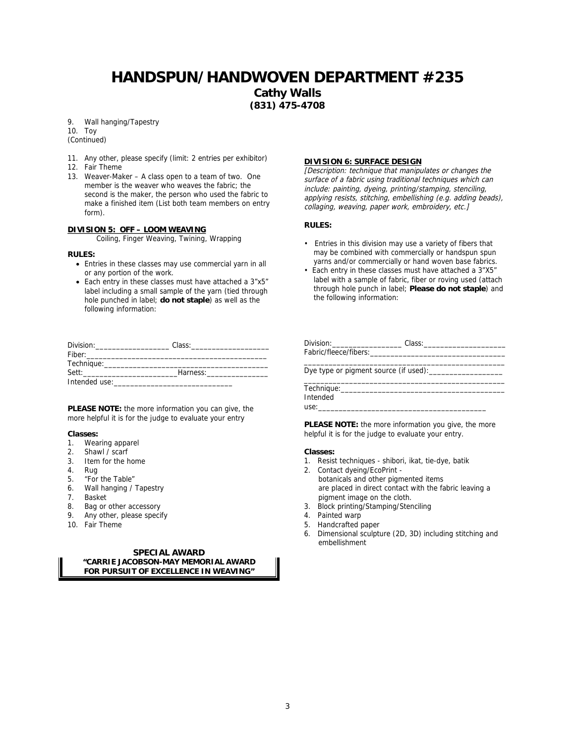# HANDSPUN/HANDWOVEN DEPARTMENT #235

**Cathy Walls**
**(831) 475-4708**

9. Wall hanging/Tapestry
10. Toy

(Continued)

11. Any other, please specify (limit: 2 entries per exhibitor)
12. Fair Theme
13. Weaver-Maker – A class open to a team of two. One member is the weaver who weaves the fabric; the second is the maker, the person who used the fabric to make a finished item (List both team members on entry form).

**DIVISION 5: OFF – LOOM WEAVING**

Coiling, Finger Weaving, Twining, Wrapping

**RULES:**

- Entries in these classes may use commercial yarn in all or any portion of the work.
- Each entry in these classes must have attached a 3"x5" label including a small sample of the yarn (tied through hole punched in label; **do not staple**) as well as the following information:

Division:__________________ Class:___________________
Fiber:_____________________________________________
Technique:_________________________________________
Sett:______________________Harness:_______________
Intended use:_____________________________

**PLEASE NOTE:** the more information you can give, the more helpful it is for the judge to evaluate your entry

**Classes:**

1. Wearing apparel
2. Shawl / scarf
3. Item for the home
4. Rug
5. "For the Table"
6. Wall hanging / Tapestry
7. Basket
8. Bag or other accessory
9. Any other, please specify
10. Fair Theme

**SPECIAL AWARD**

**"CARRIE JACOBSON-MAY MEMORIAL AWARD FOR PURSUIT OF EXCELLENCE IN WEAVING"**

**DIVISION 6: SURFACE DESIGN**

*[Description: technique that manipulates or changes the surface of a fabric using traditional techniques which can include: painting, dyeing, printing/stamping, stenciling, applying resists, stitching, embellishing (e.g. adding beads), collaging, weaving, paper work, embroidery, etc.]*

**RULES:**

- Entries in this division may use a variety of fibers that may be combined with commercially or handspun spun yarns and/or commercially or hand woven base fabrics.
- Each entry in these classes must have attached a 3"X5" label with a sample of fabric, fiber or roving used (attach through hole punch in label; **Please do not staple**) and the following information:

Division:_________________ Class:____________________
Fabric/fleece/fibers:_________________________________
___________________________________________________
Dye type or pigment source (if used):__________________
___________________________________________________
Technique:_________________________________________
Intended use:__________________________________________

**PLEASE NOTE:** the more information you give, the more helpful it is for the judge to evaluate your entry.

**Classes:**

1. Resist techniques - shibori, ikat, tie-dye, batik
2. Contact dyeing/EcoPrint - botanicals and other pigmented items are placed in direct contact with the fabric leaving a pigment image on the cloth.
3. Block printing/Stamping/Stenciling
4. Painted warp
5. Handcrafted paper
6. Dimensional sculpture (2D, 3D) including stitching and embellishment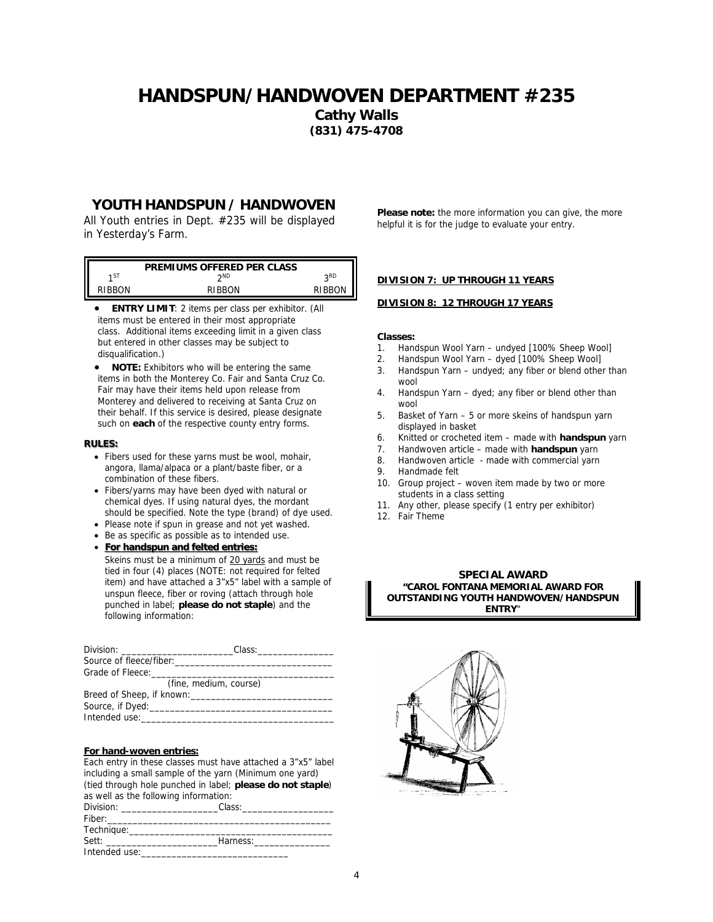# HANDSPUN/HANDWOVEN DEPARTMENT #235

**Cathy Walls**
**(831) 475-4708**

## YOUTH HANDSPUN / HANDWOVEN

All Youth entries in Dept. #235 will be displayed in Yesterday's Farm.

| PREMIUMS OFFERED PER CLASS | | |
|---|---|---|
| 1ST | 2ND | 3RD |
| RIBBON | RIBBON | RIBBON |

- **ENTRY LIMIT**: 2 items per class per exhibitor. (All items must be entered in their most appropriate class. Additional items exceeding limit in a given class but entered in other classes may be subject to disqualification.)
- **NOTE:** Exhibitors who will be entering the same items in both the Monterey Co. Fair and Santa Cruz Co. Fair may have their items held upon release from Monterey and delivered to receiving at Santa Cruz on their behalf. If this service is desired, please designate such on **each** of the respective county entry forms.

**RULES:**

- Fibers used for these yarns must be wool, mohair, angora, llama/alpaca or a plant/baste fiber, or a combination of these fibers.
- Fibers/yarns may have been dyed with natural or chemical dyes. If using natural dyes, the mordant should be specified. Note the type (brand) of dye used.
- Please note if spun in grease and not yet washed.
- Be as specific as possible as to intended use.
- **For handspun and felted entries:**

  Skeins must be a minimum of 20 yards and must be tied in four (4) places (NOTE: not required for felted item) and have attached a 3"x5" label with a sample of unspun fleece, fiber or roving (attach through hole punched in label; **please do not staple**) and the following information:

Division: _______________________Class:_______________
Source of fleece/fiber:_________________________________
Grade of Fleece:_____________________________________
(fine, medium, course)
Breed of Sheep, if known:_____________________________
Source, if Dyed:______________________________________
Intended use:_________________________________________

**For hand-woven entries:**

Each entry in these classes must have attached a 3"x5" label including a small sample of the yarn (Minimum one yard) (tied through hole punched in label; **please do not staple**) as well as the following information:

Division: ___________________Class:__________________
Fiber:_______________________________________________
Technique:___________________________________________
Sett: _______________________Harness:_______________
Intended use:_____________________________

**Please note:** the more information you can give, the more helpful it is for the judge to evaluate your entry.

**DIVISION 7: UP THROUGH 11 YEARS**

**DIVISION 8: 12 THROUGH 17 YEARS**

**Classes:**

1. Handspun Wool Yarn – undyed [100% Sheep Wool]
2. Handspun Wool Yarn – dyed [100% Sheep Wool]
3. Handspun Yarn – undyed; any fiber or blend other than wool
4. Handspun Yarn – dyed; any fiber or blend other than wool
5. Basket of Yarn – 5 or more skeins of handspun yarn displayed in basket
6. Knitted or crocheted item – made with **handspun** yarn
7. Handwoven article – made with **handspun** yarn
8. Handwoven article - made with commercial yarn
9. Handmade felt
10. Group project – woven item made by two or more students in a class setting
11. Any other, please specify (1 entry per exhibitor)
12. Fair Theme

**SPECIAL AWARD**
**"CAROL FONTANA MEMORIAL AWARD FOR OUTSTANDING YOUTH HANDWOVEN/HANDSPUN ENTRY"**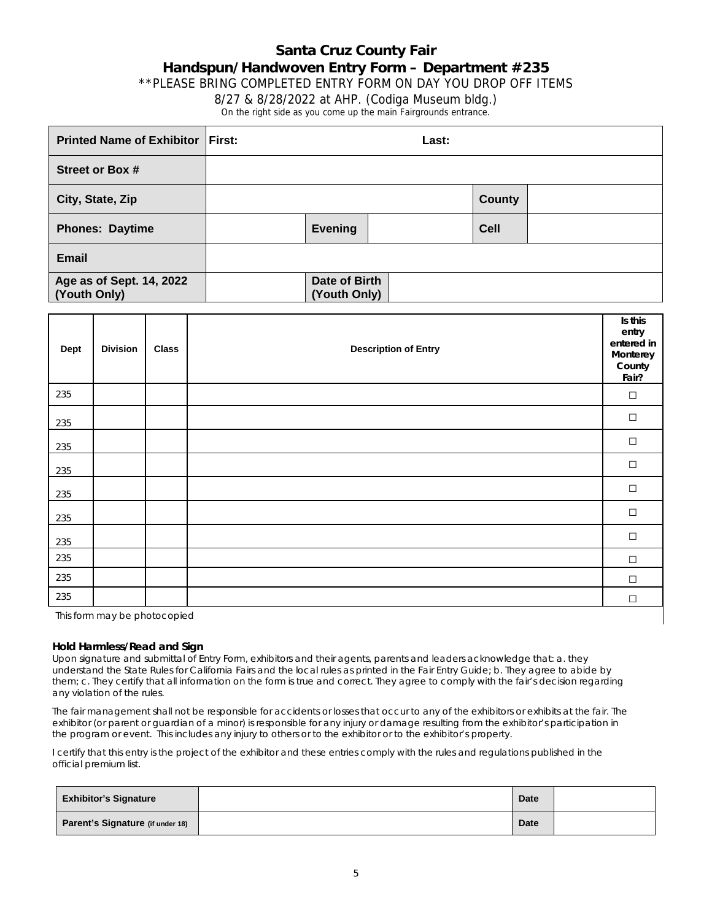# Santa Cruz County Fair

## Handspun/Handwoven Entry Form – Department #235

**PLEASE BRING COMPLETED ENTRY FORM ON DAY YOU DROP OFF ITEMS

8/27 & 8/28/2022 at AHP. (Codiga Museum bldg.)

On the right side as you come up the main Fairgrounds entrance.

| **Printed Name of Exhibitor** | **First:** | | **Last:** | | |
|---|---|---|---|---|---|
| **Street or Box #** | | | | | |
| **City, State, Zip** | | | | **County** | |
| **Phones: Daytime** | | **Evening** | | **Cell** | |
| **Email** | | | | | |
| **Age as of Sept. 14, 2022 (Youth Only)** | | **Date of Birth (Youth Only)** | | | |

| Dept | Division | Class | Description of Entry | Is this entry entered in Monterey County Fair? |
|---|---|---|---|---|
| 235 | | | | ☐ |
| 235 | | | | ☐ |
| 235 | | | | ☐ |
| 235 | | | | ☐ |
| 235 | | | | ☐ |
| 235 | | | | ☐ |
| 235 | | | | ☐ |
| 235 | | | | ☐ |
| 235 | | | | ☐ |
| 235 | | | | ☐ |

This form may be photocopied

**Hold Harmless/Read and Sign**

Upon signature and submittal of Entry Form, exhibitors and their agents, parents and leaders acknowledge that: a. they understand the State Rules for California Fairs and the local rules as printed in the Fair Entry Guide; b. They agree to abide by them; c. They certify that all information on the form is true and correct. They agree to comply with the fair's decision regarding any violation of the rules.

The fair management shall not be responsible for accidents or losses that occur to any of the exhibitors or exhibits at the fair. The exhibitor (or parent or guardian of a minor) is responsible for any injury or damage resulting from the exhibitor's participation in the program or event. This includes any injury to others or to the exhibitor or to the exhibitor's property.

I certify that this entry is the project of the exhibitor and these entries comply with the rules and regulations published in the official premium list.

| **Exhibitor's Signature** | | **Date** | |
|---|---|---|---|
| **Parent's Signature (if under 18)** | | **Date** | |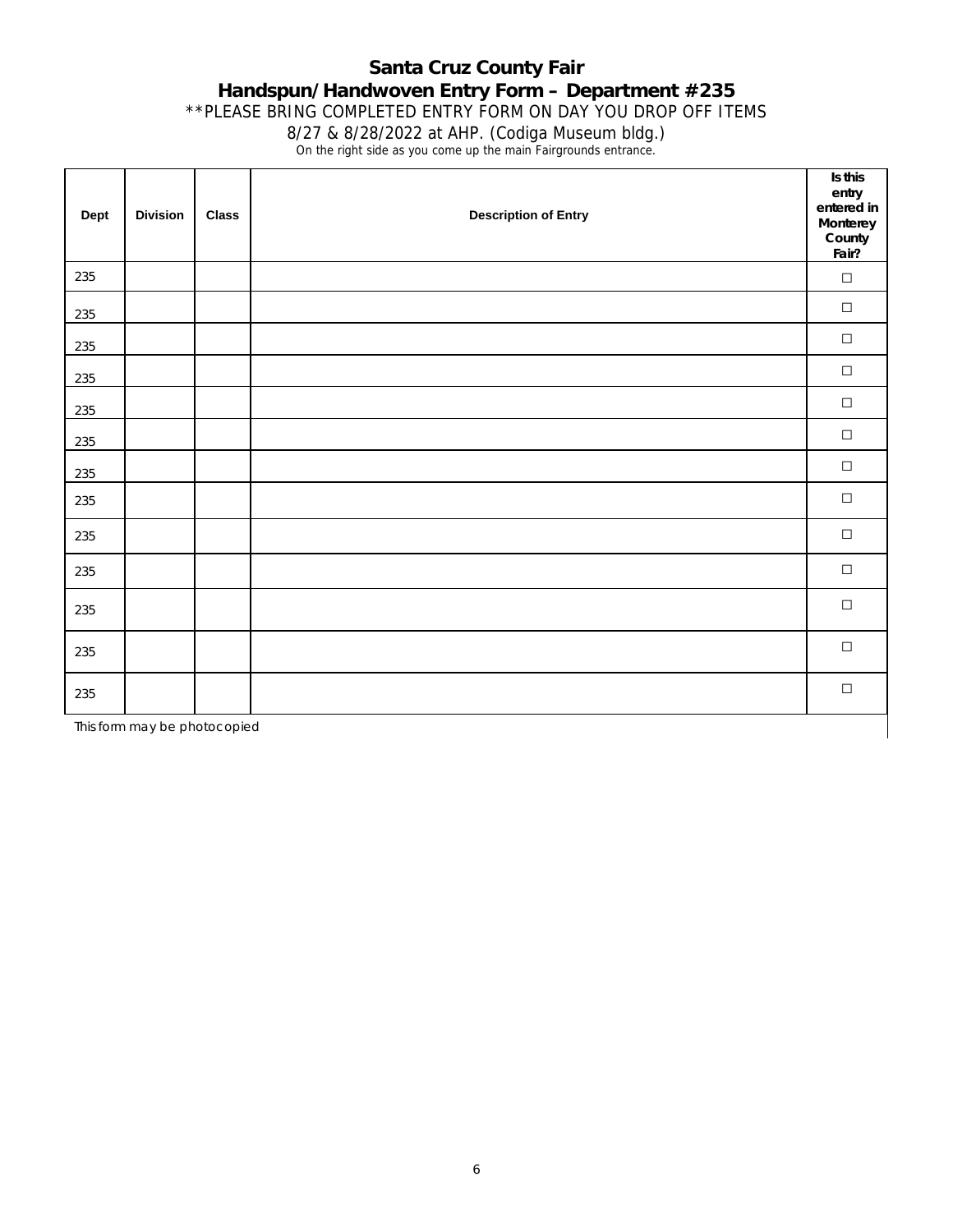# Santa Cruz County Fair

## Handspun/Handwoven Entry Form – Department #235

**PLEASE BRING COMPLETED ENTRY FORM ON DAY YOU DROP OFF ITEMS

8/27 & 8/28/2022 at AHP. (Codiga Museum bldg.)

On the right side as you come up the main Fairgrounds entrance.

| Dept | Division | Class | Description of Entry | Is this entry entered in Monterey County Fair? |
|---|---|---|---|---|
| 235 | | | | ☐ |
| 235 | | | | ☐ |
| 235 | | | | ☐ |
| 235 | | | | ☐ |
| 235 | | | | ☐ |
| 235 | | | | ☐ |
| 235 | | | | ☐ |
| 235 | | | | ☐ |
| 235 | | | | ☐ |
| 235 | | | | ☐ |
| 235 | | | | ☐ |
| 235 | | | | ☐ |
| 235 | | | | ☐ |

*This form may be photocopied*